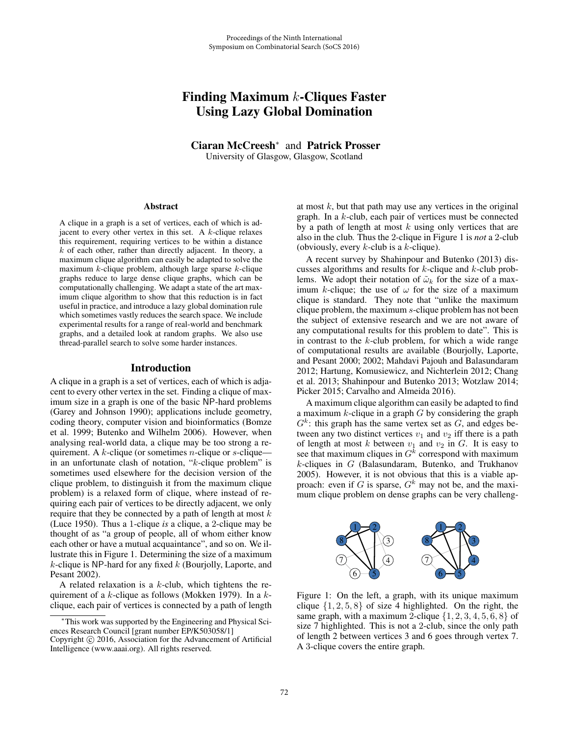# Finding Maximum $k$-Cliques Faster Using Lazy Global Domination

**Ciaran McCreesh*** and **Patrick Prosser**
University of Glasgow, Glasgow, Scotland

## Abstract

A clique in a graph is a set of vertices, each of which is adjacent to every other vertex in this set. A $k$-clique relaxes this requirement, requiring vertices to be within a distance $k$ of each other, rather than directly adjacent. In theory, a maximum clique algorithm can easily be adapted to solve the maximum $k$-clique problem, although large sparse $k$-clique graphs reduce to large dense clique graphs, which can be computationally challenging. We adapt a state of the art maximum clique algorithm to show that this reduction is in fact useful in practice, and introduce a lazy global domination rule which sometimes vastly reduces the search space. We include experimental results for a range of real-world and benchmark graphs, and a detailed look at random graphs. We also use thread-parallel search to solve some harder instances.

## Introduction

A clique in a graph is a set of vertices, each of which is adjacent to every other vertex in the set. Finding a clique of maximum size in a graph is one of the basic NP-hard problems (Garey and Johnson 1990); applications include geometry, coding theory, computer vision and bioinformatics (Bomze et al. 1999; Butenko and Wilhelm 2006). However, when analysing real-world data, a clique may be too strong a requirement. A $k$-clique (or sometimes $n$-clique or $s$-clique—in an unfortunate clash of notation, "$k$-clique problem" is sometimes used elsewhere for the decision version of the clique problem, to distinguish it from the maximum clique problem) is a relaxed form of clique, where instead of requiring each pair of vertices to be directly adjacent, we only require that they be connected by a path of length at most $k$ (Luce 1950). Thus a 1-clique *is* a clique, a 2-clique may be thought of as "a group of people, all of whom either know each other or have a mutual acquaintance", and so on. We illustrate this in Figure 1. Determining the size of a maximum $k$-clique is NP-hard for any fixed $k$ (Bourjolly, Laporte, and Pesant 2002).

A related relaxation is a $k$-club, which tightens the requirement of a $k$-clique as follows (Mokken 1979). In a $k$-clique, each pair of vertices is connected by a path of length at most $k$, but that path may use any vertices in the original graph. In a $k$-club, each pair of vertices must be connected by a path of length at most $k$ using only vertices that are also in the club. Thus the 2-clique in Figure 1 is *not* a 2-club (obviously, every $k$-club is a $k$-clique).

A recent survey by Shahinpour and Butenko (2013) discusses algorithms and results for $k$-clique and $k$-club problems. We adopt their notation of $\tilde{\omega}_k$ for the size of a maximum $k$-clique; the use of $\omega$ for the size of a maximum clique is standard. They note that "unlike the maximum clique problem, the maximum $s$-clique problem has not been the subject of extensive research and we are not aware of any computational results for this problem to date". This is in contrast to the $k$-club problem, for which a wide range of computational results are available (Bourjolly, Laporte, and Pesant 2000; 2002; Mahdavi Pajouh and Balasundaram 2012; Hartung, Komusiewicz, and Nichterlein 2012; Chang et al. 2013; Shahinpour and Butenko 2013; Wotzlaw 2014; Picker 2015; Carvalho and Almeida 2016).

A maximum clique algorithm can easily be adapted to find a maximum $k$-clique in a graph $G$ by considering the graph $G^k$: this graph has the same vertex set as $G$, and edges between any two distinct vertices $v_1$ and $v_2$ iff there is a path of length at most $k$ between $v_1$ and $v_2$ in $G$. It is easy to see that maximum cliques in $G^k$ correspond with maximum $k$-cliques in $G$ (Balasundaram, Butenko, and Trukhanov 2005). However, it is not obvious that this is a viable approach: even if $G$ is sparse, $G^k$ may not be, and the maximum clique problem on dense graphs can be very challeng-

Figure 1: On the left, a graph, with its unique maximum clique $\{1, 2, 5, 8\}$ of size 4 highlighted. On the right, the same graph, with a maximum 2-clique $\{1, 2, 3, 4, 5, 6, 8\}$ of size 7 highlighted. This is not a 2-club, since the only path of length 2 between vertices 3 and 6 goes through vertex 7. A 3-clique covers the entire graph.

*This work was supported by the Engineering and Physical Sciences Research Council [grant number EP/K503058/1]

Copyright © 2016, Association for the Advancement of Artificial Intelligence (www.aaai.org). All rights reserved.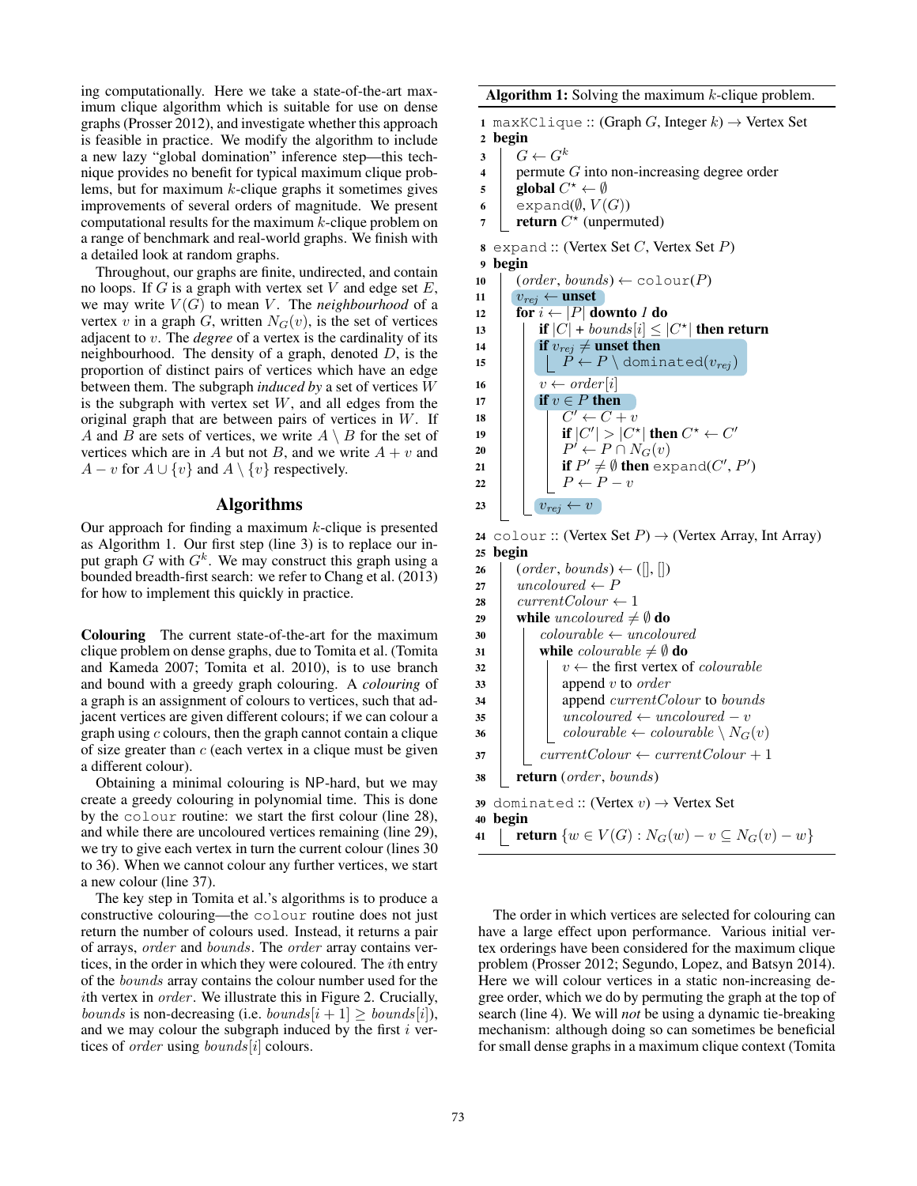ing computationally. Here we take a state-of-the-art maximum clique algorithm which is suitable for use on dense graphs (Prosser 2012), and investigate whether this approach is feasible in practice. We modify the algorithm to include a new lazy "global domination" inference step—this technique provides no benefit for typical maximum clique problems, but for maximum $k$-clique graphs it sometimes gives improvements of several orders of magnitude. We present computational results for the maximum $k$-clique problem on a range of benchmark and real-world graphs. We finish with a detailed look at random graphs.

Throughout, our graphs are finite, undirected, and contain no loops. If $G$ is a graph with vertex set $V$ and edge set $E$, we may write $V(G)$ to mean $V$. The *neighbourhood* of a vertex $v$ in a graph $G$, written $N_G(v)$, is the set of vertices adjacent to $v$. The *degree* of a vertex is the cardinality of its neighbourhood. The density of a graph, denoted $D$, is the proportion of distinct pairs of vertices which have an edge between them. The subgraph *induced by* a set of vertices $W$ is the subgraph with vertex set $W$, and all edges from the original graph that are between pairs of vertices in $W$. If $A$ and $B$ are sets of vertices, we write $A \setminus B$ for the set of vertices which are in $A$ but not $B$, and we write $A + v$ and $A - v$ for $A \cup \{v\}$ and $A \setminus \{v\}$ respectively.

## Algorithms

Our approach for finding a maximum $k$-clique is presented as Algorithm 1. Our first step (line 3) is to replace our input graph $G$ with $G^k$. We may construct this graph using a bounded breadth-first search: we refer to Chang et al. (2013) for how to implement this quickly in practice.

**Algorithm 1:** Solving the maximum $k$-clique problem.

```
1  maxKClique :: (Graph G, Integer k) → Vertex Set
2  begin
3      G ← G^k
4      permute G into non-increasing degree order
5      global C* ← ∅
6      expand(∅, V(G))
7      return C* (unpermuted)

8  expand :: (Vertex Set C, Vertex Set P)
9  begin
10     (order, bounds) ← colour(P)
11     v_rej ← unset
12     for i ← |P| downto 1 do
13         if |C| + bounds[i] ≤ |C*| then return
14         if v_rej ≠ unset then
15             P ← P \ dominated(v_rej)
16         v ← order[i]
17         if v ∈ P then
18             C′ ← C + v
19             if |C′| > |C*| then C* ← C′
20             P′ ← P ∩ N_G(v)
21             if P′ ≠ ∅ then expand(C′, P′)
22             P ← P − v
23             v_rej ← v

24 colour :: (Vertex Set P) → (Vertex Array, Int Array)
25 begin
26     (order, bounds) ← ([], [])
27     uncoloured ← P
28     currentColour ← 1
29     while uncoloured ≠ ∅ do
30         colourable ← uncoloured
31         while colourable ≠ ∅ do
32             v ← the first vertex of colourable
33             append v to order
34             append currentColour to bounds
35             uncoloured ← uncoloured − v
36             colourable ← colourable \ N_G(v)
37         currentColour ← currentColour + 1
38     return (order, bounds)

39 dominated :: (Vertex v) → Vertex Set
40 begin
41     return {w ∈ V(G) : N_G(w) − v ⊆ N_G(v) − w}
```

**Colouring** The current state-of-the-art for the maximum clique problem on dense graphs, due to Tomita et al. (Tomita and Kameda 2007; Tomita et al. 2010), is to use branch and bound with a greedy graph colouring. A *colouring* of a graph is an assignment of colours to vertices, such that adjacent vertices are given different colours; if we can colour a graph using $c$ colours, then the graph cannot contain a clique of size greater than $c$ (each vertex in a clique must be given a different colour).

Obtaining a minimal colouring is NP-hard, but we may create a greedy colouring in polynomial time. This is done by the `colour` routine: we start the first colour (line 28), and while there are uncoloured vertices remaining (line 29), we try to give each vertex in turn the current colour (lines 30 to 36). When we cannot colour any further vertices, we start a new colour (line 37).

The key step in Tomita et al.'s algorithms is to produce a constructive colouring—the `colour` routine does not just return the number of colours used. Instead, it returns a pair of arrays, *order* and *bounds*. The *order* array contains vertices, in the order in which they were coloured. The $i$th entry of the *bounds* array contains the colour number used for the $i$th vertex in *order*. We illustrate this in Figure 2. Crucially, *bounds* is non-decreasing (i.e. $bounds[i+1] \geq bounds[i]$), and we may colour the subgraph induced by the first $i$ vertices of *order* using $bounds[i]$ colours.

The order in which vertices are selected for colouring can have a large effect upon performance. Various initial vertex orderings have been considered for the maximum clique problem (Prosser 2012; Segundo, Lopez, and Batsyn 2014). Here we will colour vertices in a static non-increasing degree order, which we do by permuting the graph at the top of search (line 4). We will *not* be using a dynamic tie-breaking mechanism: although doing so can sometimes be beneficial for small dense graphs in a maximum clique context (Tomita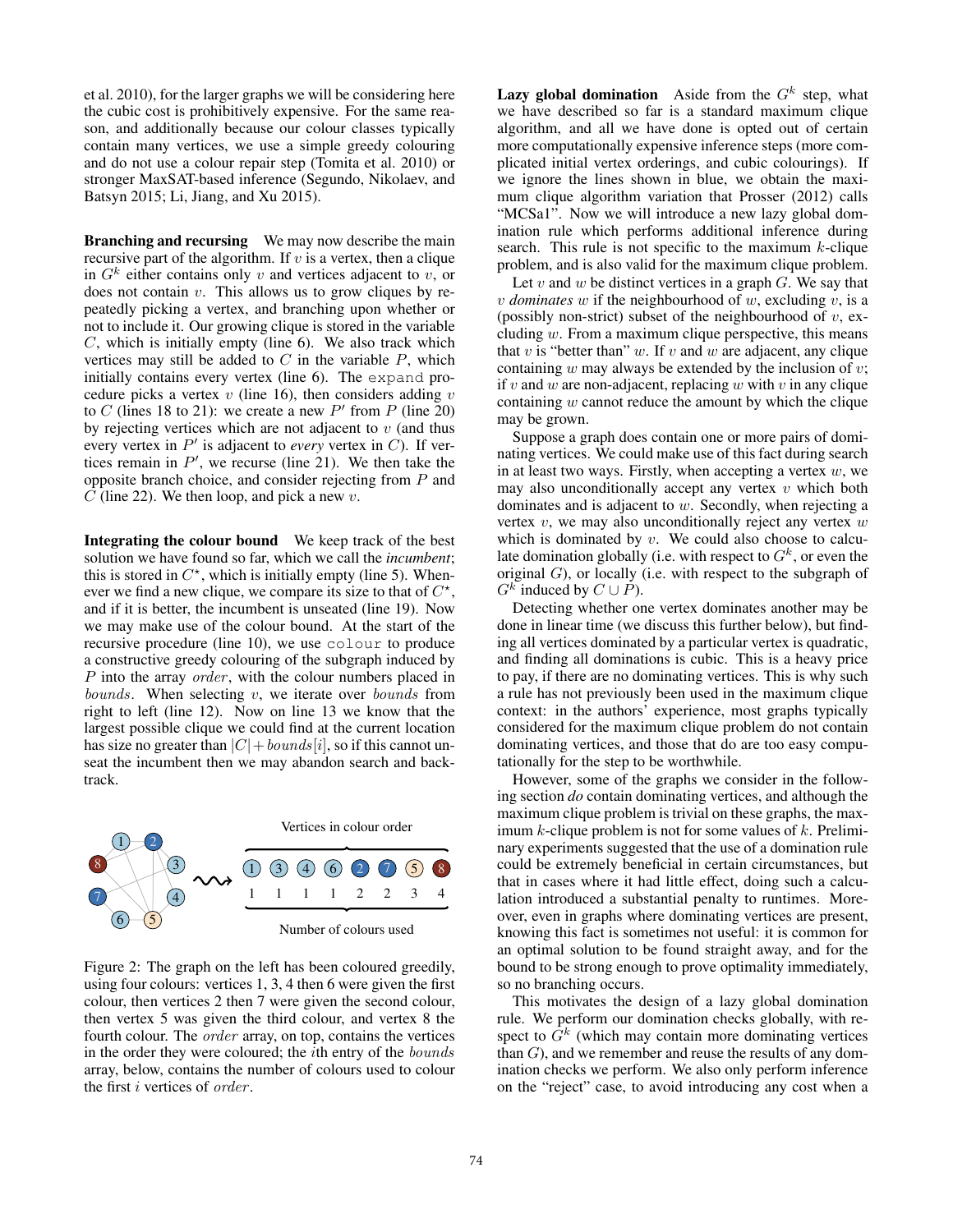et al. 2010), for the larger graphs we will be considering here the cubic cost is prohibitively expensive. For the same reason, and additionally because our colour classes typically contain many vertices, we use a simple greedy colouring and do not use a colour repair step (Tomita et al. 2010) or stronger MaxSAT-based inference (Segundo, Nikolaev, and Batsyn 2015; Li, Jiang, and Xu 2015).

**Branching and recursing** We may now describe the main recursive part of the algorithm. If $v$ is a vertex, then a clique in $G^k$ either contains only $v$ and vertices adjacent to $v$, or does not contain $v$. This allows us to grow cliques by repeatedly picking a vertex, and branching upon whether or not to include it. Our growing clique is stored in the variable $C$, which is initially empty (line 6). We also track which vertices may still be added to $C$ in the variable $P$, which initially contains every vertex (line 6). The `expand` procedure picks a vertex $v$ (line 16), then considers adding $v$ to $C$ (lines 18 to 21): we create a new $P'$ from $P$ (line 20) by rejecting vertices which are not adjacent to $v$ (and thus every vertex in $P'$ is adjacent to *every* vertex in $C$). If vertices remain in $P'$, we recurse (line 21). We then take the opposite branch choice, and consider rejecting from $P$ and $C$ (line 22). We then loop, and pick a new $v$.

**Integrating the colour bound** We keep track of the best solution we have found so far, which we call the *incumbent*; this is stored in $C^\star$, which is initially empty (line 5). Whenever we find a new clique, we compare its size to that of $C^\star$, and if it is better, the incumbent is unseated (line 19). Now we may make use of the colour bound. At the start of the recursive procedure (line 10), we use `colour` to produce a constructive greedy colouring of the subgraph induced by $P$ into the array $order$, with the colour numbers placed in $bounds$. When selecting $v$, we iterate over $bounds$ from right to left (line 12). Now on line 13 we know that the largest possible clique we could find at the current location has size no greater than $|C| + bounds[i]$, so if this cannot unseat the incumbent then we may abandon search and backtrack.

Figure 2: The graph on the left has been coloured greedily, using four colours: vertices 1, 3, 4 then 6 were given the first colour, then vertices 2 then 7 were given the second colour, then vertex 5 was given the third colour, and vertex 8 the fourth colour. The $order$ array, on top, contains the vertices in the order they were coloured; the $i$th entry of the $bounds$ array, below, contains the number of colours used to colour the first $i$ vertices of $order$.

**Lazy global domination** Aside from the $G^k$ step, what we have described so far is a standard maximum clique algorithm, and all we have done is opted out of certain more computationally expensive inference steps (more complicated initial vertex orderings, and cubic colourings). If we ignore the lines shown in blue, we obtain the maximum clique algorithm variation that Prosser (2012) calls "MCSa1". Now we will introduce a new lazy global domination rule which performs additional inference during search. This rule is not specific to the maximum $k$-clique problem, and is also valid for the maximum clique problem.

Let $v$ and $w$ be distinct vertices in a graph $G$. We say that $v$ *dominates* $w$ if the neighbourhood of $w$, excluding $v$, is a (possibly non-strict) subset of the neighbourhood of $v$, excluding $w$. From a maximum clique perspective, this means that $v$ is "better than" $w$. If $v$ and $w$ are adjacent, any clique containing $w$ may always be extended by the inclusion of $v$; if $v$ and $w$ are non-adjacent, replacing $w$ with $v$ in any clique containing $w$ cannot reduce the amount by which the clique may be grown.

Suppose a graph does contain one or more pairs of dominating vertices. We could make use of this fact during search in at least two ways. Firstly, when accepting a vertex $w$, we may also unconditionally accept any vertex $v$ which both dominates and is adjacent to $w$. Secondly, when rejecting a vertex $v$, we may also unconditionally reject any vertex $w$ which is dominated by $v$. We could also choose to calculate domination globally (i.e. with respect to $G^k$, or even the original $G$), or locally (i.e. with respect to the subgraph of $G^k$ induced by $C \cup P$).

Detecting whether one vertex dominates another may be done in linear time (we discuss this further below), but finding all vertices dominated by a particular vertex is quadratic, and finding all dominations is cubic. This is a heavy price to pay, if there are no dominating vertices. This is why such a rule has not previously been used in the maximum clique context: in the authors' experience, most graphs typically considered for the maximum clique problem do not contain dominating vertices, and those that do are too easy computationally for the step to be worthwhile.

However, some of the graphs we consider in the following section *do* contain dominating vertices, and although the maximum clique problem is trivial on these graphs, the maximum $k$-clique problem is not for some values of $k$. Preliminary experiments suggested that the use of a domination rule could be extremely beneficial in certain circumstances, but that in cases where it had little effect, doing such a calculation introduced a substantial penalty to runtimes. Moreover, even in graphs where dominating vertices are present, knowing this fact is sometimes not useful: it is common for an optimal solution to be found straight away, and for the bound to be strong enough to prove optimality immediately, so no branching occurs.

This motivates the design of a lazy global domination rule. We perform our domination checks globally, with respect to $G^k$ (which may contain more dominating vertices than $G$), and we remember and reuse the results of any domination checks we perform. We also only perform inference on the "reject" case, to avoid introducing any cost when a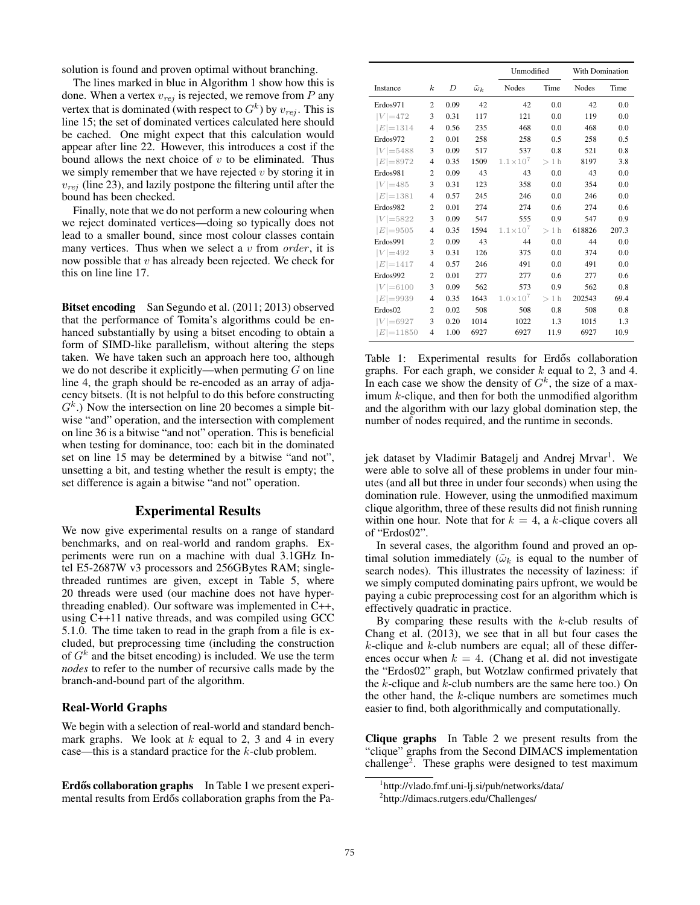solution is found and proven optimal without branching.

The lines marked in blue in Algorithm 1 show how this is done. When a vertex $v_{rej}$ is rejected, we remove from $P$ any vertex that is dominated (with respect to $G^k$) by $v_{rej}$. This is line 15; the set of dominated vertices calculated here should be cached. One might expect that this calculation would appear after line 22. However, this introduces a cost if the bound allows the next choice of $v$ to be eliminated. Thus we simply remember that we have rejected $v$ by storing it in $v_{rej}$ (line 23), and lazily postpone the filtering until after the bound has been checked.

Finally, note that we do not perform a new colouring when we reject dominated vertices—doing so typically does not lead to a smaller bound, since most colour classes contain many vertices. Thus when we select a $v$ from *order*, it is now possible that $v$ has already been rejected. We check for this on line line 17.

**Bitset encoding** San Segundo et al. (2011; 2013) observed that the performance of Tomita's algorithms could be enhanced substantially by using a bitset encoding to obtain a form of SIMD-like parallelism, without altering the steps taken. We have taken such an approach here too, although we do not describe it explicitly—when permuting $G$ on line line 4, the graph should be re-encoded as an array of adjacency bitsets. (It is not helpful to do this before constructing $G^k$.) Now the intersection on line 20 becomes a simple bitwise "and" operation, and the intersection with complement on line 36 is a bitwise "and not" operation. This is beneficial when testing for dominance, too: each bit in the dominated set on line 15 may be determined by a bitwise "and not", unsetting a bit, and testing whether the result is empty; the set difference is again a bitwise "and not" operation.

## Experimental Results

We now give experimental results on a range of standard benchmarks, and on real-world and random graphs. Experiments were run on a machine with dual 3.1GHz Intel E5-2687W v3 processors and 256GBytes RAM; single-threaded runtimes are given, except in Table 5, where 20 threads were used (our machine does not have hyper-threading enabled). Our software was implemented in C++, using C++11 native threads, and was compiled using GCC 5.1.0. The time taken to read in the graph from a file is excluded, but preprocessing time (including the construction of $G^k$ and the bitset encoding) is included. We use the term *nodes* to refer to the number of recursive calls made by the branch-and-bound part of the algorithm.

### Real-World Graphs

We begin with a selection of real-world and standard benchmark graphs. We look at $k$ equal to 2, 3 and 4 in every case—this is a standard practice for the $k$-club problem.

**Erdős collaboration graphs** In Table 1 we present experimental results from Erdős collaboration graphs from the Pajek dataset by Vladimir Batagelj and Andrej Mrvar[1]. We were able to solve all of these problems in under four minutes (and all but three in under four seconds) when using the domination rule. However, using the unmodified maximum clique algorithm, three of these results did not finish running within one hour. Note that for $k = 4$, a $k$-clique covers all of "Erdos02".

| Instance | $k$ | $D$ | $\tilde{\omega}_k$ | Unmodified Nodes | Unmodified Time | With Domination Nodes | With Domination Time |
|---|---|---|---|---|---|---|---|
| Erdos971 | 2 | 0.09 | 42 | 42 | 0.0 | 42 | 0.0 |
| $\|V\|=472$ | 3 | 0.31 | 117 | 121 | 0.0 | 119 | 0.0 |
| $\|E\|=1314$ | 4 | 0.56 | 235 | 468 | 0.0 | 468 | 0.0 |
| Erdos972 | 2 | 0.01 | 258 | 258 | 0.5 | 258 | 0.5 |
| $\|V\|=5488$ | 3 | 0.09 | 517 | 537 | 0.8 | 521 | 0.8 |
| $\|E\|=8972$ | 4 | 0.35 | 1509 | $1.1\times10^7$ | > 1 h | 8197 | 3.8 |
| Erdos981 | 2 | 0.09 | 43 | 43 | 0.0 | 43 | 0.0 |
| $\|V\|=485$ | 3 | 0.31 | 123 | 358 | 0.0 | 354 | 0.0 |
| $\|E\|=1381$ | 4 | 0.57 | 245 | 246 | 0.0 | 246 | 0.0 |
| Erdos982 | 2 | 0.01 | 274 | 274 | 0.6 | 274 | 0.6 |
| $\|V\|=5822$ | 3 | 0.09 | 547 | 555 | 0.9 | 547 | 0.9 |
| $\|E\|=9505$ | 4 | 0.35 | 1594 | $1.1\times10^7$ | > 1 h | 618826 | 207.3 |
| Erdos991 | 2 | 0.09 | 43 | 44 | 0.0 | 44 | 0.0 |
| $\|V\|=492$ | 3 | 0.31 | 126 | 375 | 0.0 | 374 | 0.0 |
| $\|E\|=1417$ | 4 | 0.57 | 246 | 491 | 0.0 | 491 | 0.0 |
| Erdos992 | 2 | 0.01 | 277 | 277 | 0.6 | 277 | 0.6 |
| $\|V\|=6100$ | 3 | 0.09 | 562 | 573 | 0.9 | 562 | 0.8 |
| $\|E\|=9939$ | 4 | 0.35 | 1643 | $1.0\times10^7$ | > 1 h | 202543 | 69.4 |
| Erdos02 | 2 | 0.02 | 508 | 508 | 0.8 | 508 | 0.8 |
| $\|V\|=6927$ | 3 | 0.20 | 1014 | 1022 | 1.3 | 1015 | 1.3 |
| $\|E\|=11850$ | 4 | 1.00 | 6927 | 6927 | 11.9 | 6927 | 10.9 |

Table 1: Experimental results for Erdős collaboration graphs. For each graph, we consider $k$ equal to 2, 3 and 4. In each case we show the density of $G^k$, the size of a maximum $k$-clique, and then for both the unmodified algorithm and the algorithm with our lazy global domination step, the number of nodes required, and the runtime in seconds.

In several cases, the algorithm found and proved an optimal solution immediately ($\tilde{\omega}_k$ is equal to the number of search nodes). This illustrates the necessity of laziness: if we simply computed dominating pairs upfront, we would be paying a cubic preprocessing cost for an algorithm which is effectively quadratic in practice.

By comparing these results with the $k$-club results of Chang et al. (2013), we see that in all but four cases the $k$-clique and $k$-club numbers are equal; all of these differences occur when $k = 4$. (Chang et al. did not investigate the "Erdos02" graph, but Wotzlaw confirmed privately that the $k$-clique and $k$-club numbers are the same here too.) On the other hand, the $k$-clique numbers are sometimes much easier to find, both algorithmically and computationally.

**Clique graphs** In Table 2 we present results from the "clique" graphs from the Second DIMACS implementation challenge[2]. These graphs were designed to test maximum

[1] http://vlado.fmf.uni-lj.si/pub/networks/data/

[2] http://dimacs.rutgers.edu/Challenges/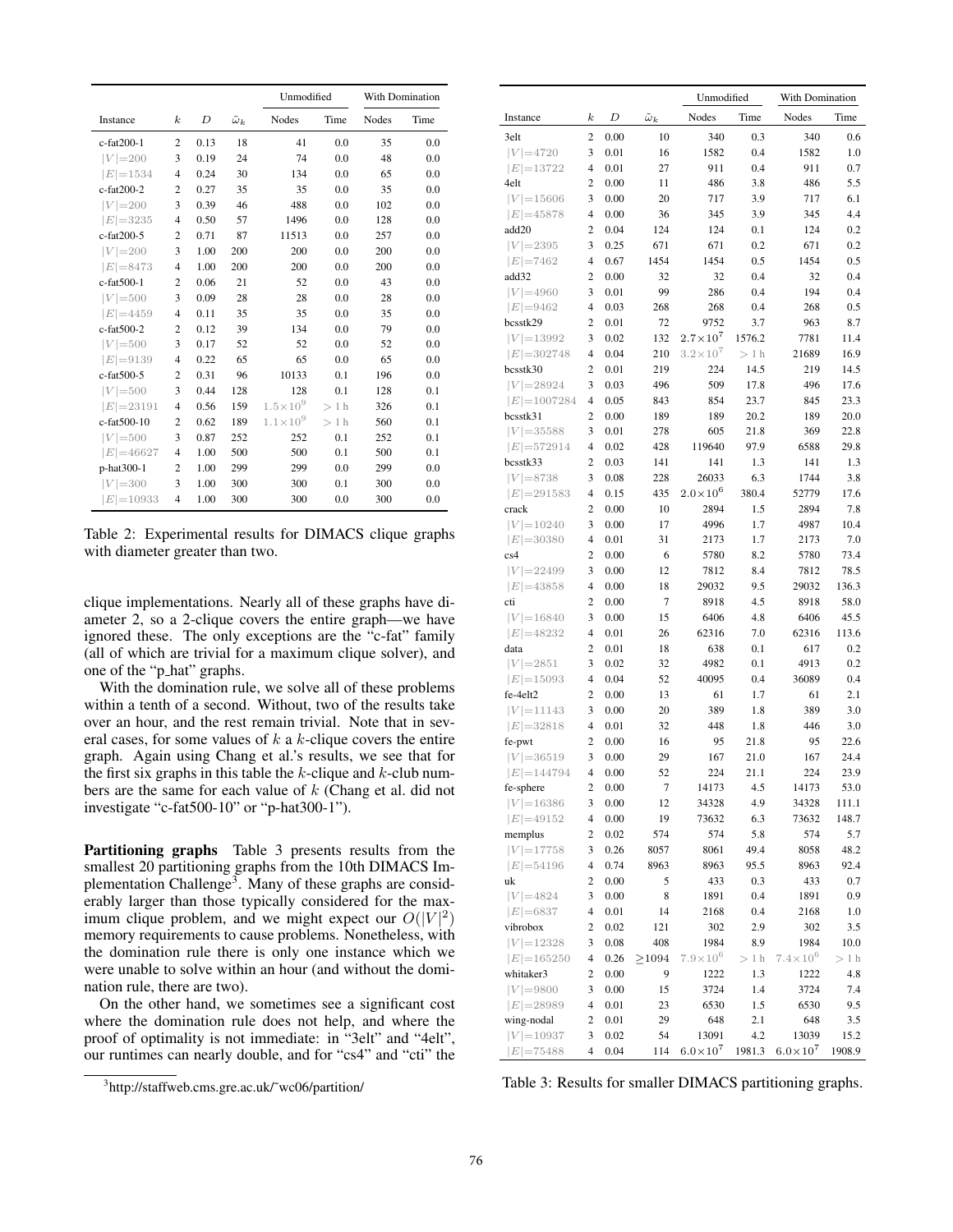| Instance | $k$ | $D$ | $\bar{\omega}_k$ | Unmodified Nodes | Unmodified Time | With Domination Nodes | With Domination Time |
|---|---|---|---|---|---|---|---|
| c-fat200-1 | 2 | 0.13 | 18 | 41 | 0.0 | 35 | 0.0 |
| $\|V\|=200$ | 3 | 0.19 | 24 | 74 | 0.0 | 48 | 0.0 |
| $\|E\|=1534$ | 4 | 0.24 | 30 | 134 | 0.0 | 65 | 0.0 |
| c-fat200-2 | 2 | 0.27 | 35 | 35 | 0.0 | 35 | 0.0 |
| $\|V\|=200$ | 3 | 0.39 | 46 | 488 | 0.0 | 102 | 0.0 |
| $\|E\|=3235$ | 4 | 0.50 | 57 | 1496 | 0.0 | 128 | 0.0 |
| c-fat200-5 | 2 | 0.71 | 87 | 11513 | 0.0 | 257 | 0.0 |
| $\|V\|=200$ | 3 | 1.00 | 200 | 200 | 0.0 | 200 | 0.0 |
| $\|E\|=8473$ | 4 | 1.00 | 200 | 200 | 0.0 | 200 | 0.0 |
| c-fat500-1 | 2 | 0.06 | 21 | 52 | 0.0 | 43 | 0.0 |
| $\|V\|=500$ | 3 | 0.09 | 28 | 28 | 0.0 | 28 | 0.0 |
| $\|E\|=4459$ | 4 | 0.11 | 35 | 35 | 0.0 | 35 | 0.0 |
| c-fat500-2 | 2 | 0.12 | 39 | 134 | 0.0 | 79 | 0.0 |
| $\|V\|=500$ | 3 | 0.17 | 52 | 52 | 0.0 | 52 | 0.0 |
| $\|E\|=9139$ | 4 | 0.22 | 65 | 65 | 0.0 | 65 | 0.0 |
| c-fat500-5 | 2 | 0.31 | 96 | 10133 | 0.1 | 196 | 0.0 |
| $\|V\|=500$ | 3 | 0.44 | 128 | 128 | 0.1 | 128 | 0.1 |
| $\|E\|=23191$ | 4 | 0.56 | 159 | $1.5\times10^9$ | $>1$ h | 326 | 0.1 |
| c-fat500-10 | 2 | 0.62 | 189 | $1.1\times10^9$ | $>1$ h | 560 | 0.1 |
| $\|V\|=500$ | 3 | 0.87 | 252 | 252 | 0.1 | 252 | 0.1 |
| $\|E\|=46627$ | 4 | 1.00 | 500 | 500 | 0.1 | 500 | 0.1 |
| p-hat300-1 | 2 | 1.00 | 299 | 299 | 0.0 | 299 | 0.0 |
| $\|V\|=300$ | 3 | 1.00 | 300 | 300 | 0.1 | 300 | 0.0 |
| $\|E\|=10933$ | 4 | 1.00 | 300 | 300 | 0.0 | 300 | 0.0 |

Table 2: Experimental results for DIMACS clique graphs with diameter greater than two.

clique implementations. Nearly all of these graphs have diameter 2, so a 2-clique covers the entire graph—we have ignored these. The only exceptions are the "c-fat" family (all of which are trivial for a maximum clique solver), and one of the "p_hat" graphs.

With the domination rule, we solve all of these problems within a tenth of a second. Without, two of the results take over an hour, and the rest remain trivial. Note that in several cases, for some values of $k$ a $k$-clique covers the entire graph. Again using Chang et al.'s results, we see that for the first six graphs in this table the $k$-clique and $k$-club numbers are the same for each value of $k$ (Chang et al. did not investigate "c-fat500-10" or "p-hat300-1").

**Partitioning graphs** Table 3 presents results from the smallest 20 partitioning graphs from the 10th DIMACS Implementation Challenge[3]. Many of these graphs are considerably larger than those typically considered for the maximum clique problem, and we might expect our $O(|V|^2)$ memory requirements to cause problems. Nonetheless, with the domination rule there is only one instance which we were unable to solve within an hour (and without the domination rule, there are two).

On the other hand, we sometimes see a significant cost where the domination rule does not help, and where the proof of optimality is not immediate: in "3elt" and "4elt", our runtimes can nearly double, and for "cs4" and "cti" the

[3] http://staffweb.cms.gre.ac.uk/~wc06/partition/

| Instance | $k$ | $D$ | $\bar{\omega}_k$ | Unmodified Nodes | Unmodified Time | With Domination Nodes | With Domination Time |
|---|---|---|---|---|---|---|---|
| 3elt | 2 | 0.00 | 10 | 340 | 0.3 | 340 | 0.6 |
| $\|V\|=4720$ | 3 | 0.01 | 16 | 1582 | 0.4 | 1582 | 1.0 |
| $\|E\|=13722$ | 4 | 0.01 | 27 | 911 | 0.4 | 911 | 0.7 |
| 4elt | 2 | 0.00 | 11 | 486 | 3.8 | 486 | 5.5 |
| $\|V\|=15606$ | 3 | 0.00 | 20 | 717 | 3.9 | 717 | 6.1 |
| $\|E\|=45878$ | 4 | 0.00 | 36 | 345 | 3.9 | 345 | 4.4 |
| add20 | 2 | 0.04 | 124 | 124 | 0.1 | 124 | 0.2 |
| $\|V\|=2395$ | 3 | 0.25 | 671 | 671 | 0.2 | 671 | 0.2 |
| $\|E\|=7462$ | 4 | 0.67 | 1454 | 1454 | 0.5 | 1454 | 0.5 |
| add32 | 2 | 0.00 | 32 | 32 | 0.4 | 32 | 0.4 |
| $\|V\|=4960$ | 3 | 0.01 | 99 | 286 | 0.4 | 194 | 0.4 |
| $\|E\|=9462$ | 4 | 0.03 | 268 | 268 | 0.4 | 268 | 0.5 |
| bcsstk29 | 2 | 0.01 | 72 | 9752 | 3.7 | 963 | 8.7 |
| $\|V\|=13992$ | 3 | 0.02 | 132 | $2.7\times10^7$ | 1576.2 | 7781 | 11.4 |
| $\|E\|=302748$ | 4 | 0.04 | 210 | $3.2\times10^7$ | $>1$ h | 21689 | 16.9 |
| bcsstk30 | 2 | 0.01 | 219 | 224 | 14.5 | 219 | 14.5 |
| $\|V\|=28924$ | 3 | 0.03 | 496 | 509 | 17.8 | 496 | 17.6 |
| $\|E\|=1007284$ | 4 | 0.05 | 843 | 854 | 23.7 | 845 | 23.3 |
| bcsstk31 | 2 | 0.00 | 189 | 189 | 20.2 | 189 | 20.0 |
| $\|V\|=35588$ | 3 | 0.01 | 278 | 605 | 21.8 | 369 | 22.8 |
| $\|E\|=572914$ | 4 | 0.02 | 428 | 119640 | 97.9 | 6588 | 29.8 |
| bcsstk33 | 2 | 0.03 | 141 | 141 | 1.3 | 141 | 1.3 |
| $\|V\|=8738$ | 3 | 0.08 | 228 | 26033 | 6.3 | 1744 | 3.8 |
| $\|E\|=291583$ | 4 | 0.15 | 435 | $2.0\times10^6$ | 380.4 | 52779 | 17.6 |
| crack | 2 | 0.00 | 10 | 2894 | 1.5 | 2894 | 7.8 |
| $\|V\|=10240$ | 3 | 0.00 | 17 | 4996 | 1.7 | 4987 | 10.4 |
| $\|E\|=30380$ | 4 | 0.01 | 31 | 2173 | 1.7 | 2173 | 7.0 |
| cs4 | 2 | 0.00 | 6 | 5780 | 8.2 | 5780 | 73.4 |
| $\|V\|=22499$ | 3 | 0.00 | 12 | 7812 | 8.4 | 7812 | 78.5 |
| $\|E\|=43858$ | 4 | 0.00 | 18 | 29032 | 9.5 | 29032 | 136.3 |
| cti | 2 | 0.00 | 7 | 8918 | 4.5 | 8918 | 58.0 |
| $\|V\|=16840$ | 3 | 0.00 | 15 | 6406 | 4.8 | 6406 | 45.5 |
| $\|E\|=48232$ | 4 | 0.01 | 26 | 62316 | 7.0 | 62316 | 113.6 |
| data | 2 | 0.01 | 18 | 638 | 0.1 | 617 | 0.2 |
| $\|V\|=2851$ | 3 | 0.02 | 32 | 4982 | 0.1 | 4913 | 0.2 |
| $\|E\|=15093$ | 4 | 0.04 | 52 | 40095 | 0.4 | 36089 | 0.4 |
| fe-4elt2 | 2 | 0.00 | 13 | 61 | 1.7 | 61 | 2.1 |
| $\|V\|=11143$ | 3 | 0.00 | 20 | 389 | 1.8 | 389 | 3.0 |
| $\|E\|=32818$ | 4 | 0.01 | 32 | 448 | 1.8 | 446 | 3.0 |
| fe-pwt | 2 | 0.00 | 16 | 95 | 21.8 | 95 | 22.6 |
| $\|V\|=36519$ | 3 | 0.00 | 29 | 167 | 21.0 | 167 | 24.4 |
| $\|E\|=144794$ | 4 | 0.00 | 52 | 224 | 21.1 | 224 | 23.9 |
| fe-sphere | 2 | 0.00 | 7 | 14173 | 4.5 | 14173 | 53.0 |
| $\|V\|=16386$ | 3 | 0.00 | 12 | 34328 | 4.9 | 34328 | 111.1 |
| $\|E\|=49152$ | 4 | 0.00 | 19 | 73632 | 6.3 | 73632 | 148.7 |
| memplus | 2 | 0.02 | 574 | 574 | 5.8 | 574 | 5.7 |
| $\|V\|=17758$ | 3 | 0.26 | 8057 | 8061 | 49.4 | 8058 | 48.2 |
| $\|E\|=54196$ | 4 | 0.74 | 8963 | 8963 | 95.5 | 8963 | 92.4 |
| uk | 2 | 0.00 | 5 | 433 | 0.3 | 433 | 0.7 |
| $\|V\|=4824$ | 3 | 0.00 | 8 | 1891 | 0.4 | 1891 | 0.9 |
| $\|E\|=6837$ | 4 | 0.01 | 14 | 2168 | 0.4 | 2168 | 1.0 |
| vibrobox | 2 | 0.02 | 121 | 302 | 2.9 | 302 | 3.5 |
| $\|V\|=12328$ | 3 | 0.08 | 408 | 1984 | 8.9 | 1984 | 10.0 |
| $\|E\|=165250$ | 4 | 0.26 | $\geq$1094 | $7.9\times10^6$ | $>1$ h | $7.4\times10^6$ | $>1$ h |
| whitaker3 | 2 | 0.00 | 9 | 1222 | 1.3 | 1222 | 4.8 |
| $\|V\|=9800$ | 3 | 0.00 | 15 | 3724 | 1.4 | 3724 | 7.4 |
| $\|E\|=28989$ | 4 | 0.01 | 23 | 6530 | 1.5 | 6530 | 9.5 |
| wing-nodal | 2 | 0.01 | 29 | 648 | 2.1 | 648 | 3.5 |
| $\|V\|=10937$ | 3 | 0.02 | 54 | 13091 | 4.2 | 13039 | 15.2 |
| $\|E\|=75488$ | 4 | 0.04 | 114 | $6.0\times10^7$ | 1981.3 | $6.0\times10^7$ | 1908.9 |

Table 3: Results for smaller DIMACS partitioning graphs.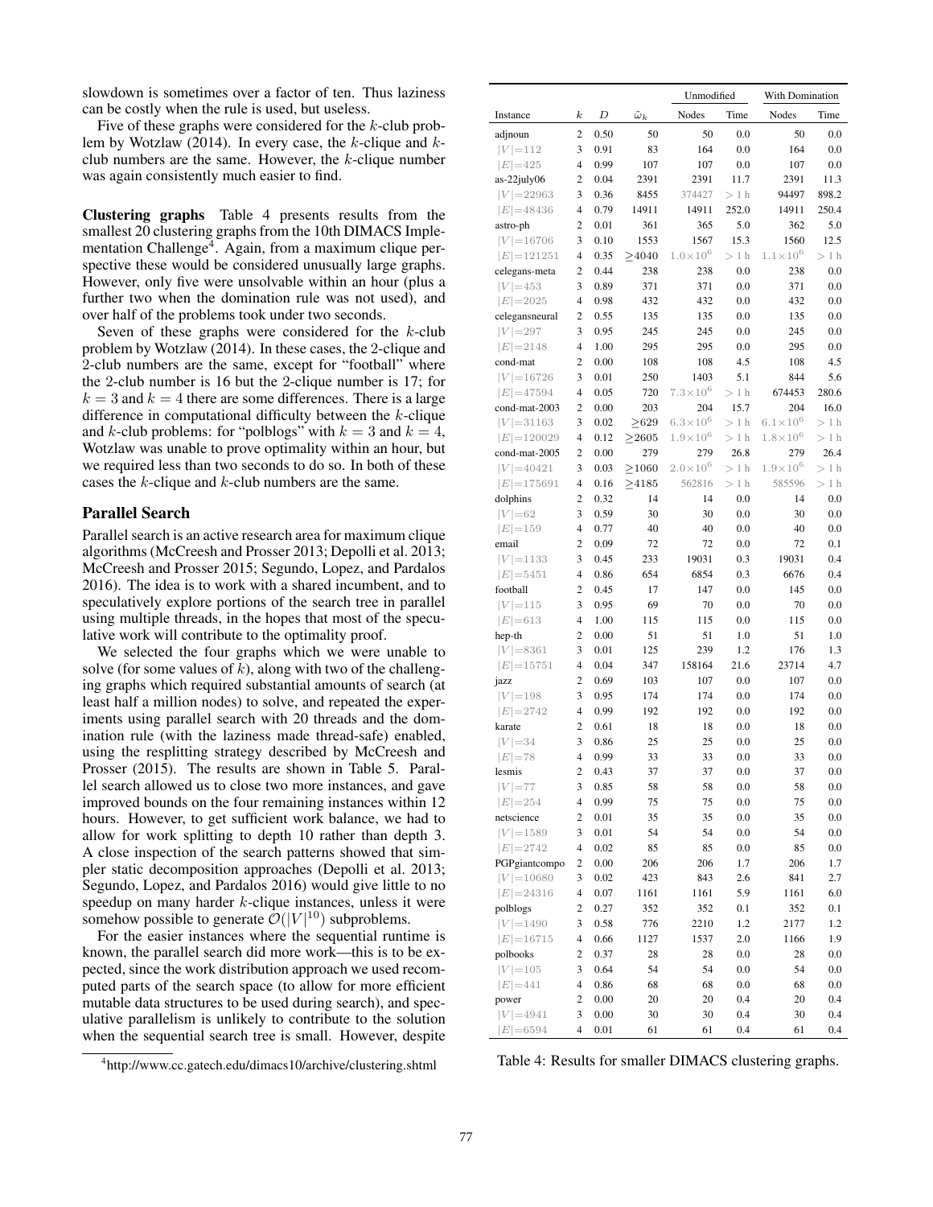slowdown is sometimes over a factor of ten. Thus laziness can be costly when the rule is used, but useless.

Five of these graphs were considered for the $k$-club problem by Wotzlaw (2014). In every case, the $k$-clique and $k$-club numbers are the same. However, the $k$-clique number was again consistently much easier to find.

**Clustering graphs** Table 4 presents results from the smallest 20 clustering graphs from the 10th DIMACS Implementation Challenge[4]. Again, from a maximum clique perspective these would be considered unusually large graphs. However, only five were unsolvable within an hour (plus a further two when the domination rule was not used), and over half of the problems took under two seconds.

Seven of these graphs were considered for the $k$-club problem by Wotzlaw (2014). In these cases, the 2-clique and 2-club numbers are the same, except for "football" where the 2-club number is 16 but the 2-clique number is 17; for $k = 3$ and $k = 4$ there are some differences. There is a large difference in computational difficulty between the $k$-clique and $k$-club problems: for "polblogs" with $k = 3$ and $k = 4$, Wotzlaw was unable to prove optimality within an hour, but we required less than two seconds to do so. In both of these cases the $k$-clique and $k$-club numbers are the same.

## Parallel Search

Parallel search is an active research area for maximum clique algorithms (McCreesh and Prosser 2013; Depolli et al. 2013; McCreesh and Prosser 2015; Segundo, Lopez, and Pardalos 2016). The idea is to work with a shared incumbent, and to speculatively explore portions of the search tree in parallel using multiple threads, in the hopes that most of the speculative work will contribute to the optimality proof.

We selected the four graphs which we were unable to solve (for some values of $k$), along with two of the challenging graphs which required substantial amounts of search (at least half a million nodes) to solve, and repeated the experiments using parallel search with 20 threads and the domination rule (with the laziness made thread-safe) enabled, using the resplitting strategy described by McCreesh and Prosser (2015). The results are shown in Table 5. Parallel search allowed us to close two more instances, and gave improved bounds on the four remaining instances within 12 hours. However, to get sufficient work balance, we had to allow for work splitting to depth 10 rather than depth 3. A close inspection of the search patterns showed that simpler static decomposition approaches (Depolli et al. 2013; Segundo, Lopez, and Pardalos 2016) would give little to no speedup on many harder $k$-clique instances, unless it were somehow possible to generate $\mathcal{O}(|V|^{10})$ subproblems.

For the easier instances where the sequential runtime is known, the parallel search did more work—this is to be expected, since the work distribution approach we used recomputed parts of the search space (to allow for more efficient mutable data structures to be used during search), and speculative parallelism is unlikely to contribute to the solution when the sequential search tree is small. However, despite

[4]http://www.cc.gatech.edu/dimacs10/archive/clustering.shtml

| Instance | $k$ | $D$ | $\tilde{\omega}_k$ | Unmodified Nodes | Unmodified Time | With Domination Nodes | With Domination Time |
|---|---|---|---|---|---|---|---|
| adjnoun | 2 | 0.50 | 50 | 50 | 0.0 | 50 | 0.0 |
| $\|V\|=112$ | 3 | 0.91 | 83 | 164 | 0.0 | 164 | 0.0 |
| $\|E\|=425$ | 4 | 0.99 | 107 | 107 | 0.0 | 107 | 0.0 |
| as-22july06 | 2 | 0.04 | 2391 | 2391 | 11.7 | 2391 | 11.3 |
| $\|V\|=22963$ | 3 | 0.36 | 8455 | 374427 | > 1 h | 94497 | 898.2 |
| $\|E\|=48436$ | 4 | 0.79 | 14911 | 14911 | 252.0 | 14911 | 250.4 |
| astro-ph | 2 | 0.01 | 361 | 365 | 5.0 | 362 | 5.0 |
| $\|V\|=16706$ | 3 | 0.10 | 1553 | 1567 | 15.3 | 1560 | 12.5 |
| $\|E\|=121251$ | 4 | 0.35 | ≥4040 | $1.0\times10^6$ | > 1 h | $1.1\times10^6$ | > 1 h |
| celegans-meta | 2 | 0.44 | 238 | 238 | 0.0 | 238 | 0.0 |
| $\|V\|=453$ | 3 | 0.89 | 371 | 371 | 0.0 | 371 | 0.0 |
| $\|E\|=2025$ | 4 | 0.98 | 432 | 432 | 0.0 | 432 | 0.0 |
| celegansneural | 2 | 0.55 | 135 | 135 | 0.0 | 135 | 0.0 |
| $\|V\|=297$ | 3 | 0.95 | 245 | 245 | 0.0 | 245 | 0.0 |
| $\|E\|=2148$ | 4 | 1.00 | 295 | 295 | 0.0 | 295 | 0.0 |
| cond-mat | 2 | 0.00 | 108 | 108 | 4.5 | 108 | 4.5 |
| $\|V\|=16726$ | 3 | 0.01 | 250 | 1403 | 5.1 | 844 | 5.6 |
| $\|E\|=47594$ | 4 | 0.05 | 720 | $7.3\times10^6$ | > 1 h | 674453 | 280.6 |
| cond-mat-2003 | 2 | 0.00 | 203 | 204 | 15.7 | 204 | 16.0 |
| $\|V\|=31163$ | 3 | 0.02 | ≥629 | $6.3\times10^6$ | > 1 h | $6.1\times10^6$ | > 1 h |
| $\|E\|=120029$ | 4 | 0.12 | ≥2605 | $1.9\times10^6$ | > 1 h | $1.8\times10^6$ | > 1 h |
| cond-mat-2005 | 2 | 0.00 | 279 | 279 | 26.8 | 279 | 26.4 |
| $\|V\|=40421$ | 3 | 0.03 | ≥1060 | $2.0\times10^6$ | > 1 h | $1.9\times10^6$ | > 1 h |
| $\|E\|=175691$ | 4 | 0.16 | ≥4185 | 562816 | > 1 h | 585596 | > 1 h |
| dolphins | 2 | 0.32 | 14 | 14 | 0.0 | 14 | 0.0 |
| $\|V\|=62$ | 3 | 0.59 | 30 | 30 | 0.0 | 30 | 0.0 |
| $\|E\|=159$ | 4 | 0.77 | 40 | 40 | 0.0 | 40 | 0.0 |
| email | 2 | 0.09 | 72 | 72 | 0.0 | 72 | 0.1 |
| $\|V\|=1133$ | 3 | 0.45 | 233 | 19031 | 0.3 | 19031 | 0.4 |
| $\|E\|=5451$ | 4 | 0.86 | 654 | 6854 | 0.3 | 6676 | 0.4 |
| football | 2 | 0.45 | 17 | 147 | 0.0 | 145 | 0.0 |
| $\|V\|=115$ | 3 | 0.95 | 69 | 70 | 0.0 | 70 | 0.0 |
| $\|E\|=613$ | 4 | 1.00 | 115 | 115 | 0.0 | 115 | 0.0 |
| hep-th | 2 | 0.00 | 51 | 51 | 1.0 | 51 | 1.0 |
| $\|V\|=8361$ | 3 | 0.01 | 125 | 239 | 1.2 | 176 | 1.3 |
| $\|E\|=15751$ | 4 | 0.04 | 347 | 158164 | 21.6 | 23714 | 4.7 |
| jazz | 2 | 0.69 | 103 | 107 | 0.0 | 107 | 0.0 |
| $\|V\|=198$ | 3 | 0.95 | 174 | 174 | 0.0 | 174 | 0.0 |
| $\|E\|=2742$ | 4 | 0.99 | 192 | 192 | 0.0 | 192 | 0.0 |
| karate | 2 | 0.61 | 18 | 18 | 0.0 | 18 | 0.0 |
| $\|V\|=34$ | 3 | 0.86 | 25 | 25 | 0.0 | 25 | 0.0 |
| $\|E\|=78$ | 4 | 0.99 | 33 | 33 | 0.0 | 33 | 0.0 |
| lesmis | 2 | 0.43 | 37 | 37 | 0.0 | 37 | 0.0 |
| $\|V\|=77$ | 3 | 0.85 | 58 | 58 | 0.0 | 58 | 0.0 |
| $\|E\|=254$ | 4 | 0.99 | 75 | 75 | 0.0 | 75 | 0.0 |
| netscience | 2 | 0.01 | 35 | 35 | 0.0 | 35 | 0.0 |
| $\|V\|=1589$ | 3 | 0.01 | 54 | 54 | 0.0 | 54 | 0.0 |
| $\|E\|=2742$ | 4 | 0.02 | 85 | 85 | 0.0 | 85 | 0.0 |
| PGPgiantcompo | 2 | 0.00 | 206 | 206 | 1.7 | 206 | 1.7 |
| $\|V\|=10680$ | 3 | 0.02 | 423 | 843 | 2.6 | 841 | 2.7 |
| $\|E\|=24316$ | 4 | 0.07 | 1161 | 1161 | 5.9 | 1161 | 6.0 |
| polblogs | 2 | 0.27 | 352 | 352 | 0.1 | 352 | 0.1 |
| $\|V\|=1490$ | 3 | 0.58 | 776 | 2210 | 1.2 | 2177 | 1.2 |
| $\|E\|=16715$ | 4 | 0.66 | 1127 | 1537 | 2.0 | 1166 | 1.9 |
| polbooks | 2 | 0.37 | 28 | 28 | 0.0 | 28 | 0.0 |
| $\|V\|=105$ | 3 | 0.64 | 54 | 54 | 0.0 | 54 | 0.0 |
| $\|E\|=441$ | 4 | 0.86 | 68 | 68 | 0.0 | 68 | 0.0 |
| power | 2 | 0.00 | 20 | 20 | 0.4 | 20 | 0.4 |
| $\|V\|=4941$ | 3 | 0.00 | 30 | 30 | 0.4 | 30 | 0.4 |
| $\|E\|=6594$ | 4 | 0.01 | 61 | 61 | 0.4 | 61 | 0.4 |

Table 4: Results for smaller DIMACS clustering graphs.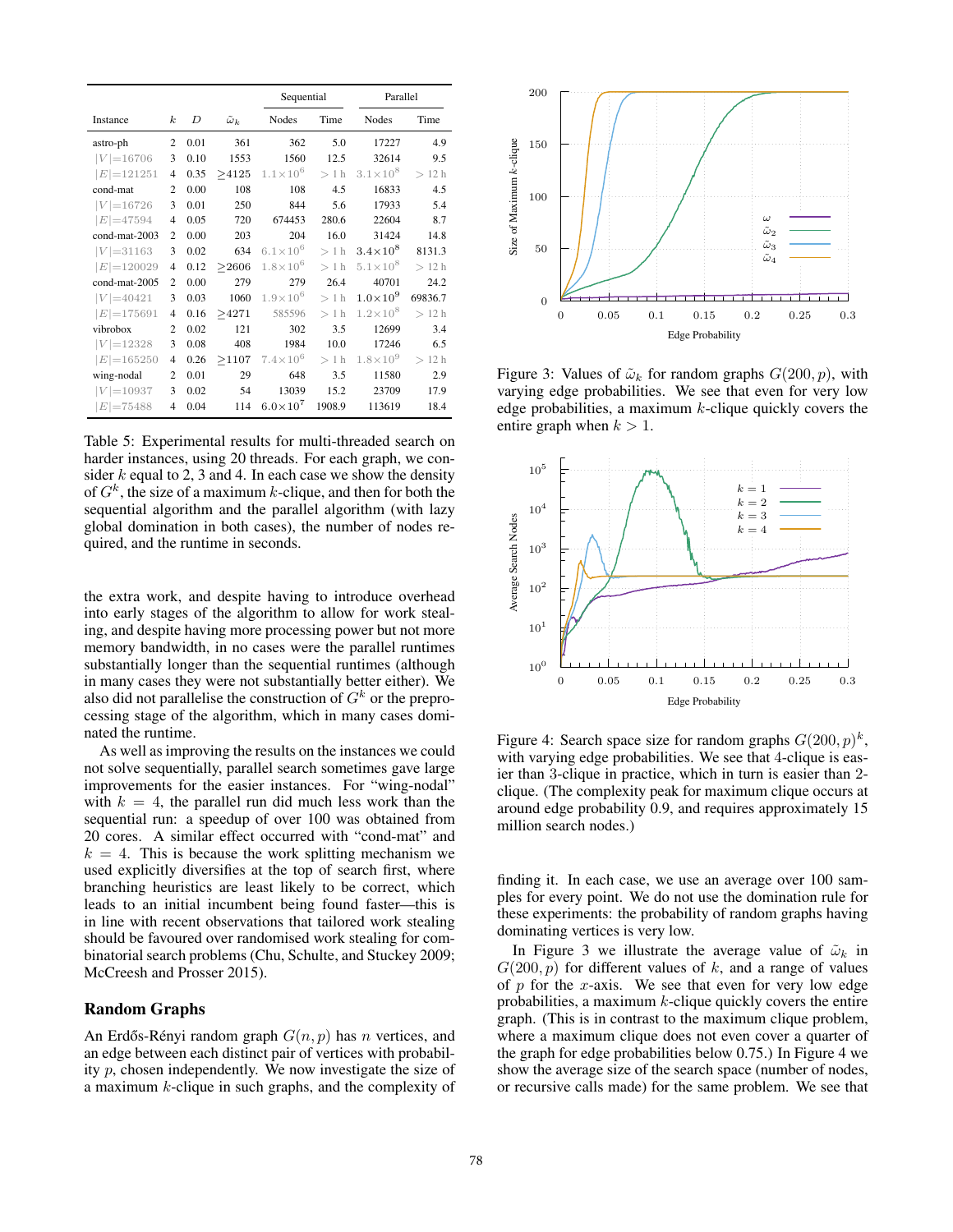| Instance | $k$ | $D$ | $\tilde{\omega}_k$ | Sequential | | Parallel | |
|---|---|---|---|---|---|---|---|
| | | | | Nodes | Time | Nodes | Time |
| astro-ph | 2 | 0.01 | 361 | 362 | 5.0 | 17227 | 4.9 |
| $\lvert V\rvert$=16706 | 3 | 0.10 | 1553 | 1560 | 12.5 | 32614 | 9.5 |
| $\lvert E\rvert$=121251 | 4 | 0.35 | ≥4125 | $1.1\times10^6$ | > 1 h | $3.1\times10^8$ | > 12 h |
| cond-mat | 2 | 0.00 | 108 | 108 | 4.5 | 16833 | 4.5 |
| $\lvert V\rvert$=16726 | 3 | 0.01 | 250 | 844 | 5.6 | 17933 | 5.4 |
| $\lvert E\rvert$=47594 | 4 | 0.05 | 720 | 674453 | 280.6 | 22604 | 8.7 |
| cond-mat-2003 | 2 | 0.00 | 203 | 204 | 16.0 | 31424 | 14.8 |
| $\lvert V\rvert$=31163 | 3 | 0.02 | 634 | $6.1\times10^6$ | > 1 h | $3.4\times10^8$ | 8131.3 |
| $\lvert E\rvert$=120029 | 4 | 0.12 | ≥2606 | $1.8\times10^6$ | > 1 h | $5.1\times10^8$ | > 12 h |
| cond-mat-2005 | 2 | 0.00 | 279 | 279 | 26.4 | 40701 | 24.2 |
| $\lvert V\rvert$=40421 | 3 | 0.03 | 1060 | $1.9\times10^6$ | > 1 h | $1.0\times10^9$ | 69836.7 |
| $\lvert E\rvert$=175691 | 4 | 0.16 | ≥4271 | 585596 | > 1 h | $1.2\times10^8$ | > 12 h |
| vibrobox | 2 | 0.02 | 121 | 302 | 3.5 | 12699 | 3.4 |
| $\lvert V\rvert$=12328 | 3 | 0.08 | 408 | 1984 | 10.0 | 17246 | 6.5 |
| $\lvert E\rvert$=165250 | 4 | 0.26 | ≥1107 | $7.4\times10^6$ | > 1 h | $1.8\times10^9$ | > 12 h |
| wing-nodal | 2 | 0.01 | 29 | 648 | 3.5 | 11580 | 2.9 |
| $\lvert V\rvert$=10937 | 3 | 0.02 | 54 | 13039 | 15.2 | 23709 | 17.9 |
| $\lvert E\rvert$=75488 | 4 | 0.04 | 114 | $6.0\times10^7$ | 1908.9 | 113619 | 18.4 |

Table 5: Experimental results for multi-threaded search on harder instances, using 20 threads. For each graph, we consider $k$ equal to 2, 3 and 4. In each case we show the density of $G^k$, the size of a maximum $k$-clique, and then for both the sequential algorithm and the parallel algorithm (with lazy global domination in both cases), the number of nodes required, and the runtime in seconds.

the extra work, and despite having to introduce overhead into early stages of the algorithm to allow for work stealing, and despite having more processing power but not more memory bandwidth, in no cases were the parallel runtimes substantially longer than the sequential runtimes (although in many cases they were not substantially better either). We also did not parallelise the construction of $G^k$ or the preprocessing stage of the algorithm, which in many cases dominated the runtime.

As well as improving the results on the instances we could not solve sequentially, parallel search sometimes gave large improvements for the easier instances. For "wing-nodal" with $k = 4$, the parallel run did much less work than the sequential run: a speedup of over 100 was obtained from 20 cores. A similar effect occurred with "cond-mat" and $k = 4$. This is because the work splitting mechanism we used explicitly diversifies at the top of search first, where branching heuristics are least likely to be correct, which leads to an initial incumbent being found faster—this is in line with recent observations that tailored work stealing should be favoured over randomised work stealing for combinatorial search problems (Chu, Schulte, and Stuckey 2009; McCreesh and Prosser 2015).

## Random Graphs

An Erdős-Rényi random graph $G(n, p)$ has $n$ vertices, and an edge between each distinct pair of vertices with probability $p$, chosen independently. We now investigate the size of a maximum $k$-clique in such graphs, and the complexity of finding it. In each case, we use an average over 100 samples for every point. We do not use the domination rule for these experiments: the probability of random graphs having dominating vertices is very low.

In Figure 3 we illustrate the average value of $\tilde{\omega}_k$ in $G(200, p)$ for different values of $k$, and a range of values of $p$ for the $x$-axis. We see that even for very low edge probabilities, a maximum $k$-clique quickly covers the entire graph. (This is in contrast to the maximum clique problem, where a maximum clique does not even cover a quarter of the graph for edge probabilities below 0.75.) In Figure 4 we show the average size of the search space (number of nodes, or recursive calls made) for the same problem. We see that

Figure 3: Values of $\tilde{\omega}_k$ for random graphs $G(200, p)$, with varying edge probabilities. We see that even for very low edge probabilities, a maximum $k$-clique quickly covers the entire graph when $k > 1$.

Figure 4: Search space size for random graphs $G(200, p)^k$, with varying edge probabilities. We see that 4-clique is easier than 3-clique in practice, which in turn is easier than 2-clique. (The complexity peak for maximum clique occurs at around edge probability 0.9, and requires approximately 15 million search nodes.)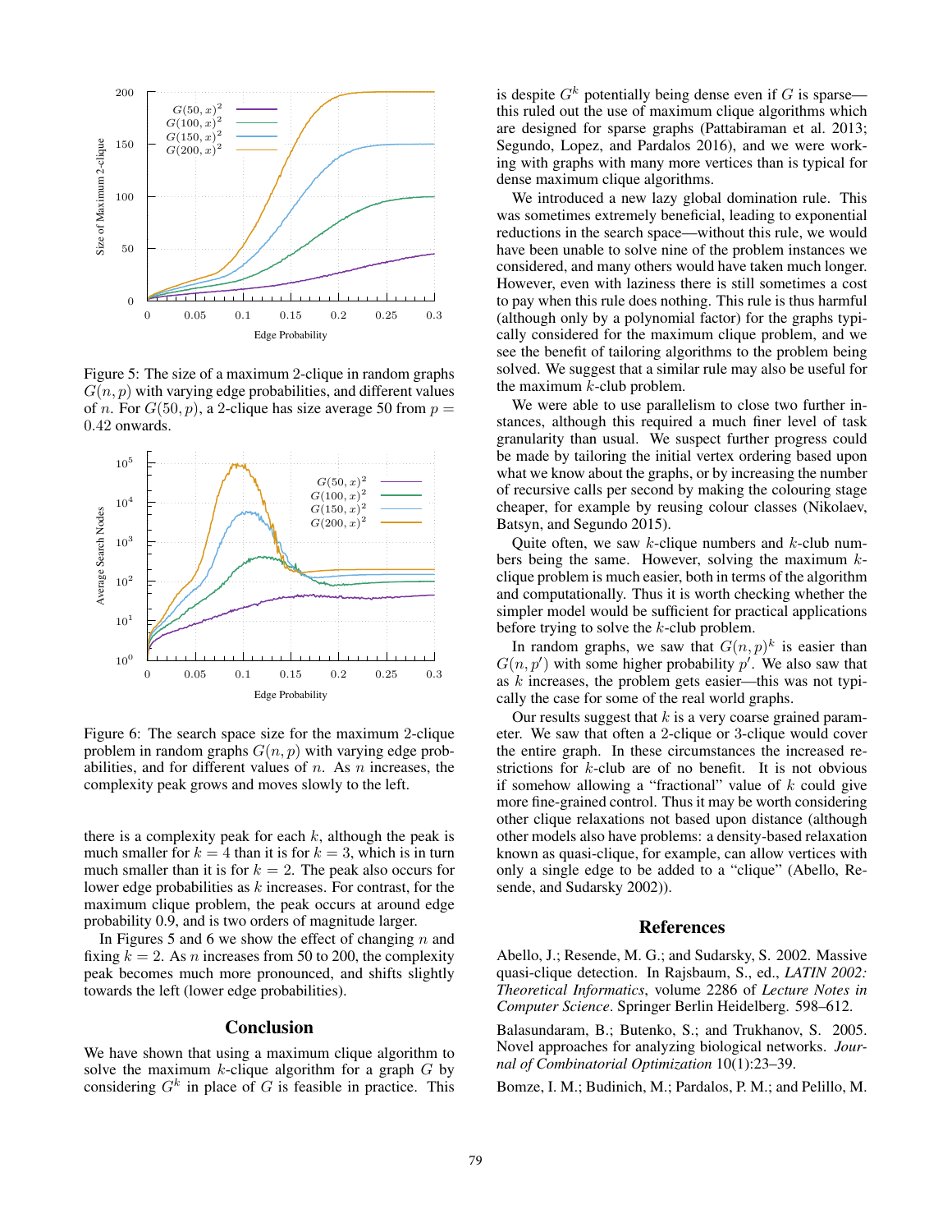Figure 5: The size of a maximum 2-clique in random graphs $G(n, p)$ with varying edge probabilities, and different values of $n$. For $G(50, p)$, a 2-clique has size average 50 from $p = 0.42$ onwards.

Figure 6: The search space size for the maximum 2-clique problem in random graphs $G(n, p)$ with varying edge probabilities, and for different values of $n$. As $n$ increases, the complexity peak grows and moves slowly to the left.

there is a complexity peak for each $k$, although the peak is much smaller for $k = 4$ than it is for $k = 3$, which is in turn much smaller than it is for $k = 2$. The peak also occurs for lower edge probabilities as $k$ increases. For contrast, for the maximum clique problem, the peak occurs at around edge probability 0.9, and is two orders of magnitude larger.

In Figures 5 and 6 we show the effect of changing $n$ and fixing $k = 2$. As $n$ increases from 50 to 200, the complexity peak becomes much more pronounced, and shifts slightly towards the left (lower edge probabilities).

## Conclusion

We have shown that using a maximum clique algorithm to solve the maximum $k$-clique algorithm for a graph $G$ by considering $G^k$ in place of $G$ is feasible in practice. This is despite $G^k$ potentially being dense even if $G$ is sparse—this ruled out the use of maximum clique algorithms which are designed for sparse graphs (Pattabiraman et al. 2013; Segundo, Lopez, and Pardalos 2016), and we were working with graphs with many more vertices than is typical for dense maximum clique algorithms.

We introduced a new lazy global domination rule. This was sometimes extremely beneficial, leading to exponential reductions in the search space—without this rule, we would have been unable to solve nine of the problem instances we considered, and many others would have taken much longer. However, even with laziness there is still sometimes a cost to pay when this rule does nothing. This rule is thus harmful (although only by a polynomial factor) for the graphs typically considered for the maximum clique problem, and we see the benefit of tailoring algorithms to the problem being solved. We suggest that a similar rule may also be useful for the maximum $k$-club problem.

We were able to use parallelism to close two further instances, although this required a much finer level of task granularity than usual. We suspect further progress could be made by tailoring the initial vertex ordering based upon what we know about the graphs, or by increasing the number of recursive calls per second by making the colouring stage cheaper, for example by reusing colour classes (Nikolaev, Batsyn, and Segundo 2015).

Quite often, we saw $k$-clique numbers and $k$-club numbers being the same. However, solving the maximum $k$-clique problem is much easier, both in terms of the algorithm and computationally. Thus it is worth checking whether the simpler model would be sufficient for practical applications before trying to solve the $k$-club problem.

In random graphs, we saw that $G(n, p)^k$ is easier than $G(n, p')$ with some higher probability $p'$. We also saw that as $k$ increases, the problem gets easier—this was not typically the case for some of the real world graphs.

Our results suggest that $k$ is a very coarse grained parameter. We saw that often a 2-clique or 3-clique would cover the entire graph. In these circumstances the increased restrictions for $k$-club are of no benefit. It is not obvious if somehow allowing a "fractional" value of $k$ could give more fine-grained control. Thus it may be worth considering other clique relaxations not based upon distance (although other models also have problems: a density-based relaxation known as quasi-clique, for example, can allow vertices with only a single edge to be added to a "clique" (Abello, Resende, and Sudarsky 2002)).

## References

Abello, J.; Resende, M. G.; and Sudarsky, S. 2002. Massive quasi-clique detection. In Rajsbaum, S., ed., *LATIN 2002: Theoretical Informatics*, volume 2286 of *Lecture Notes in Computer Science*. Springer Berlin Heidelberg. 598–612.

Balasundaram, B.; Butenko, S.; and Trukhanov, S. 2005. Novel approaches for analyzing biological networks. *Journal of Combinatorial Optimization* 10(1):23–39.

Bomze, I. M.; Budinich, M.; Pardalos, P. M.; and Pelillo, M.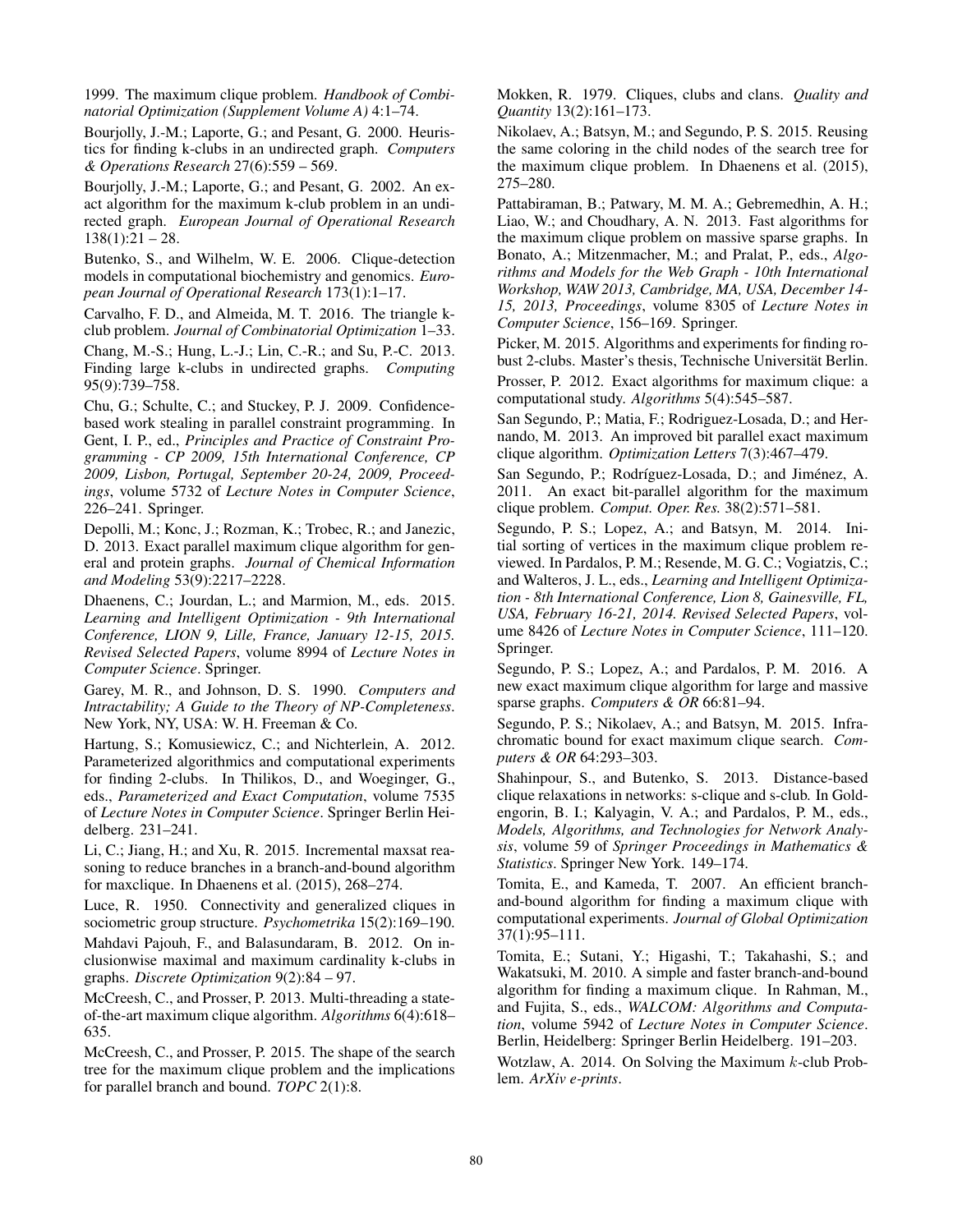1999. The maximum clique problem. *Handbook of Combinatorial Optimization (Supplement Volume A)* 4:1–74.

Bourjolly, J.-M.; Laporte, G.; and Pesant, G. 2000. Heuristics for finding k-clubs in an undirected graph. *Computers & Operations Research* 27(6):559 – 569.

Bourjolly, J.-M.; Laporte, G.; and Pesant, G. 2002. An exact algorithm for the maximum k-club problem in an undirected graph. *European Journal of Operational Research* 138(1):21 – 28.

Butenko, S., and Wilhelm, W. E. 2006. Clique-detection models in computational biochemistry and genomics. *European Journal of Operational Research* 173(1):1–17.

Carvalho, F. D., and Almeida, M. T. 2016. The triangle k-club problem. *Journal of Combinatorial Optimization* 1–33.

Chang, M.-S.; Hung, L.-J.; Lin, C.-R.; and Su, P.-C. 2013. Finding large k-clubs in undirected graphs. *Computing* 95(9):739–758.

Chu, G.; Schulte, C.; and Stuckey, P. J. 2009. Confidence-based work stealing in parallel constraint programming. In Gent, I. P., ed., *Principles and Practice of Constraint Programming - CP 2009, 15th International Conference, CP 2009, Lisbon, Portugal, September 20-24, 2009, Proceedings*, volume 5732 of *Lecture Notes in Computer Science*, 226–241. Springer.

Depolli, M.; Konc, J.; Rozman, K.; Trobec, R.; and Janezic, D. 2013. Exact parallel maximum clique algorithm for general and protein graphs. *Journal of Chemical Information and Modeling* 53(9):2217–2228.

Dhaenens, C.; Jourdan, L.; and Marmion, M., eds. 2015. *Learning and Intelligent Optimization - 9th International Conference, LION 9, Lille, France, January 12-15, 2015. Revised Selected Papers*, volume 8994 of *Lecture Notes in Computer Science*. Springer.

Garey, M. R., and Johnson, D. S. 1990. *Computers and Intractability; A Guide to the Theory of NP-Completeness*. New York, NY, USA: W. H. Freeman & Co.

Hartung, S.; Komusiewicz, C.; and Nichterlein, A. 2012. Parameterized algorithmics and computational experiments for finding 2-clubs. In Thilikos, D., and Woeginger, G., eds., *Parameterized and Exact Computation*, volume 7535 of *Lecture Notes in Computer Science*. Springer Berlin Heidelberg. 231–241.

Li, C.; Jiang, H.; and Xu, R. 2015. Incremental maxsat reasoning to reduce branches in a branch-and-bound algorithm for maxclique. In Dhaenens et al. (2015), 268–274.

Luce, R. 1950. Connectivity and generalized cliques in sociometric group structure. *Psychometrika* 15(2):169–190.

Mahdavi Pajouh, F., and Balasundaram, B. 2012. On inclusionwise maximal and maximum cardinality k-clubs in graphs. *Discrete Optimization* 9(2):84 – 97.

McCreesh, C., and Prosser, P. 2013. Multi-threading a state-of-the-art maximum clique algorithm. *Algorithms* 6(4):618–635.

McCreesh, C., and Prosser, P. 2015. The shape of the search tree for the maximum clique problem and the implications for parallel branch and bound. *TOPC* 2(1):8.

Mokken, R. 1979. Cliques, clubs and clans. *Quality and Quantity* 13(2):161–173.

Nikolaev, A.; Batsyn, M.; and Segundo, P. S. 2015. Reusing the same coloring in the child nodes of the search tree for the maximum clique problem. In Dhaenens et al. (2015), 275–280.

Pattabiraman, B.; Patwary, M. M. A.; Gebremedhin, A. H.; Liao, W.; and Choudhary, A. N. 2013. Fast algorithms for the maximum clique problem on massive sparse graphs. In Bonato, A.; Mitzenmacher, M.; and Pralat, P., eds., *Algorithms and Models for the Web Graph - 10th International Workshop, WAW 2013, Cambridge, MA, USA, December 14-15, 2013, Proceedings*, volume 8305 of *Lecture Notes in Computer Science*, 156–169. Springer.

Picker, M. 2015. Algorithms and experiments for finding robust 2-clubs. Master's thesis, Technische Universität Berlin.

Prosser, P. 2012. Exact algorithms for maximum clique: a computational study. *Algorithms* 5(4):545–587.

San Segundo, P.; Matia, F.; Rodriguez-Losada, D.; and Hernando, M. 2013. An improved bit parallel exact maximum clique algorithm. *Optimization Letters* 7(3):467–479.

San Segundo, P.; Rodríguez-Losada, D.; and Jiménez, A. 2011. An exact bit-parallel algorithm for the maximum clique problem. *Comput. Oper. Res.* 38(2):571–581.

Segundo, P. S.; Lopez, A.; and Batsyn, M. 2014. Initial sorting of vertices in the maximum clique problem reviewed. In Pardalos, P. M.; Resende, M. G. C.; Vogiatzis, C.; and Walteros, J. L., eds., *Learning and Intelligent Optimization - 8th International Conference, Lion 8, Gainesville, FL, USA, February 16-21, 2014. Revised Selected Papers*, volume 8426 of *Lecture Notes in Computer Science*, 111–120. Springer.

Segundo, P. S.; Lopez, A.; and Pardalos, P. M. 2016. A new exact maximum clique algorithm for large and massive sparse graphs. *Computers & OR* 66:81–94.

Segundo, P. S.; Nikolaev, A.; and Batsyn, M. 2015. Infra-chromatic bound for exact maximum clique search. *Computers & OR* 64:293–303.

Shahinpour, S., and Butenko, S. 2013. Distance-based clique relaxations in networks: s-clique and s-club. In Goldengorin, B. I.; Kalyagin, V. A.; and Pardalos, P. M., eds., *Models, Algorithms, and Technologies for Network Analysis*, volume 59 of *Springer Proceedings in Mathematics & Statistics*. Springer New York. 149–174.

Tomita, E., and Kameda, T. 2007. An efficient branch-and-bound algorithm for finding a maximum clique with computational experiments. *Journal of Global Optimization* 37(1):95–111.

Tomita, E.; Sutani, Y.; Higashi, T.; Takahashi, S.; and Wakatsuki, M. 2010. A simple and faster branch-and-bound algorithm for finding a maximum clique. In Rahman, M., and Fujita, S., eds., *WALCOM: Algorithms and Computation*, volume 5942 of *Lecture Notes in Computer Science*. Berlin, Heidelberg: Springer Berlin Heidelberg. 191–203.

Wotzlaw, A. 2014. On Solving the Maximum $k$-club Problem. *ArXiv e-prints*.